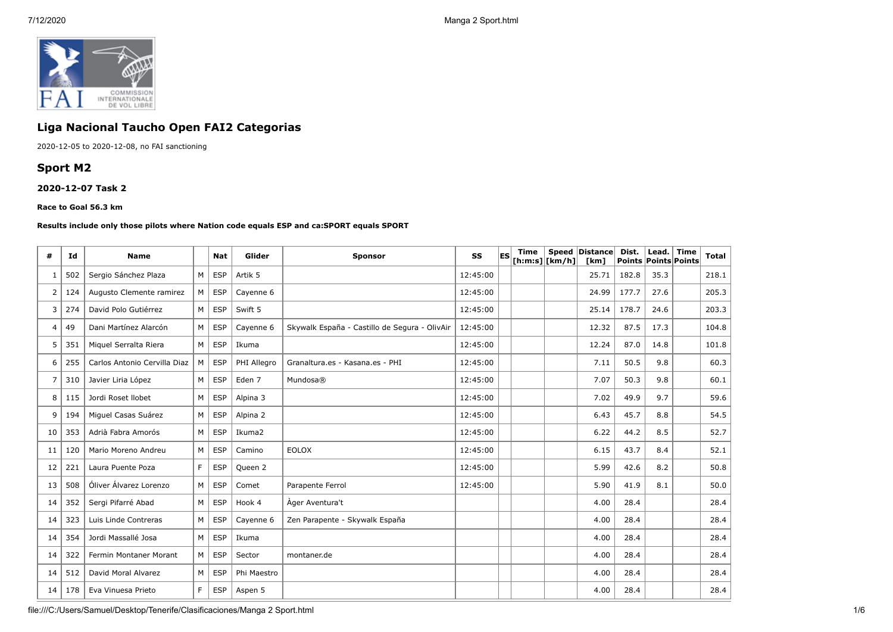## Liga Nacional Taucho Open FAI2 Categorias

2020-12-05 to 2020-12-08, no FAI sanctioning

## Sport M2

### 2020-12-07 Task 2

**Race to Goal 56.3 km**

**Results include only those pilots where Nation code equals ESP and ca:SPORT equals SPORT**

| # | Id | Name | | Nat | Glider | Sponsor | SS | ES | Time [h:m:s] | Speed [km/h] | Distance [km] | Dist. Points | Lead. Points | Time Points | Total |
|---|---|---|---|---|---|---|---|---|---|---|---|---|---|---|---|
| 1 | 502 | Sergio Sánchez Plaza | M | ESP | Artik 5 | | 12:45:00 | | | | 25.71 | 182.8 | 35.3 | | 218.1 |
| 2 | 124 | Augusto Clemente ramirez | M | ESP | Cayenne 6 | | 12:45:00 | | | | 24.99 | 177.7 | 27.6 | | 205.3 |
| 3 | 274 | David Polo Gutiérrez | M | ESP | Swift 5 | | 12:45:00 | | | | 25.14 | 178.7 | 24.6 | | 203.3 |
| 4 | 49 | Dani Martínez Alarcón | M | ESP | Cayenne 6 | Skywalk España - Castillo de Segura - OlivAir | 12:45:00 | | | | 12.32 | 87.5 | 17.3 | | 104.8 |
| 5 | 351 | Miquel Serralta Riera | M | ESP | Ikuma | | 12:45:00 | | | | 12.24 | 87.0 | 14.8 | | 101.8 |
| 6 | 255 | Carlos Antonio Cervilla Diaz | M | ESP | PHI Allegro | Granaltura.es - Kasana.es - PHI | 12:45:00 | | | | 7.11 | 50.5 | 9.8 | | 60.3 |
| 7 | 310 | Javier Liria López | M | ESP | Eden 7 | Mundosa® | 12:45:00 | | | | 7.07 | 50.3 | 9.8 | | 60.1 |
| 8 | 115 | Jordi Roset llobet | M | ESP | Alpina 3 | | 12:45:00 | | | | 7.02 | 49.9 | 9.7 | | 59.6 |
| 9 | 194 | Miguel Casas Suárez | M | ESP | Alpina 2 | | 12:45:00 | | | | 6.43 | 45.7 | 8.8 | | 54.5 |
| 10 | 353 | Adrià Fabra Amorós | M | ESP | Ikuma2 | | 12:45:00 | | | | 6.22 | 44.2 | 8.5 | | 52.7 |
| 11 | 120 | Mario Moreno Andreu | M | ESP | Camino | EOLOX | 12:45:00 | | | | 6.15 | 43.7 | 8.4 | | 52.1 |
| 12 | 221 | Laura Puente Poza | F | ESP | Queen 2 | | 12:45:00 | | | | 5.99 | 42.6 | 8.2 | | 50.8 |
| 13 | 508 | Óliver Álvarez Lorenzo | M | ESP | Comet | Parapente Ferrol | 12:45:00 | | | | 5.90 | 41.9 | 8.1 | | 50.0 |
| 14 | 352 | Sergi Pifarré Abad | M | ESP | Hook 4 | Àger Aventura't | | | | | 4.00 | 28.4 | | | 28.4 |
| 14 | 323 | Luis Linde Contreras | M | ESP | Cayenne 6 | Zen Parapente - Skywalk España | | | | | 4.00 | 28.4 | | | 28.4 |
| 14 | 354 | Jordi Massallé Josa | M | ESP | Ikuma | | | | | | 4.00 | 28.4 | | | 28.4 |
| 14 | 322 | Fermin Montaner Morant | M | ESP | Sector | montaner.de | | | | | 4.00 | 28.4 | | | 28.4 |
| 14 | 512 | David Moral Alvarez | M | ESP | Phi Maestro | | | | | | 4.00 | 28.4 | | | 28.4 |
| 14 | 178 | Eva Vinuesa Prieto | F | ESP | Aspen 5 | | | | | | 4.00 | 28.4 | | | 28.4 |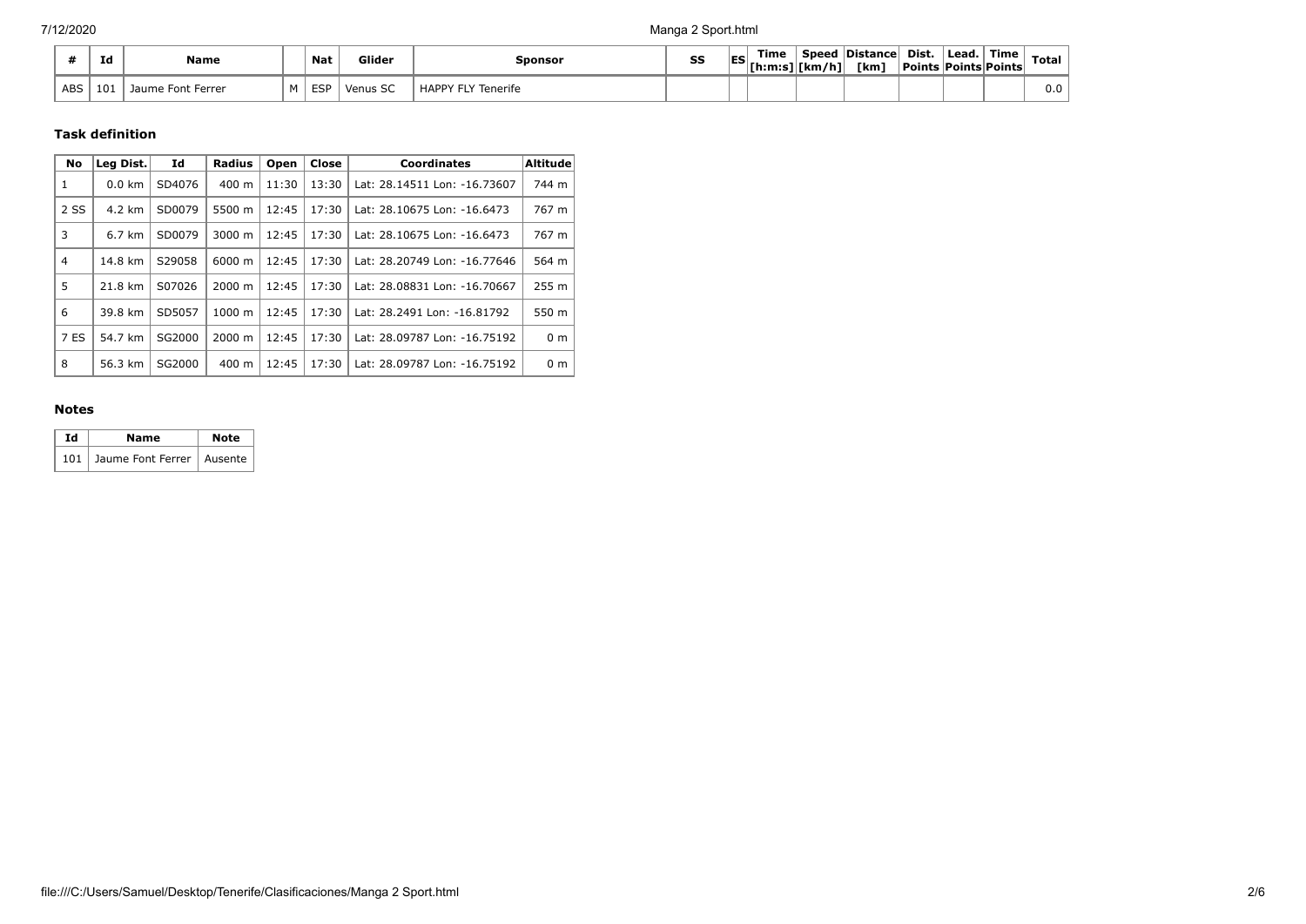| # | Id | Name | | Nat | Glider | Sponsor | SS | ES | Time [h:m:s] | Speed [km/h] | Distance [km] | Dist. Points | Lead. Points | Time Points | Total |
|---|---|---|---|---|---|---|---|---|---|---|---|---|---|---|---|
| ABS | 101 | Jaume Font Ferrer | M | ESP | Venus SC | HAPPY FLY Tenerife | | | | | | | | | 0.0 |

### Task definition

| No | Leg Dist. | Id | Radius | Open | Close | Coordinates | Altitude |
|---|---|---|---|---|---|---|---|
| 1 | 0.0 km | SD4076 | 400 m | 11:30 | 13:30 | Lat: 28.14511 Lon: -16.73607 | 744 m |
| 2 SS | 4.2 km | SD0079 | 5500 m | 12:45 | 17:30 | Lat: 28.10675 Lon: -16.6473 | 767 m |
| 3 | 6.7 km | SD0079 | 3000 m | 12:45 | 17:30 | Lat: 28.10675 Lon: -16.6473 | 767 m |
| 4 | 14.8 km | S29058 | 6000 m | 12:45 | 17:30 | Lat: 28.20749 Lon: -16.77646 | 564 m |
| 5 | 21.8 km | S07026 | 2000 m | 12:45 | 17:30 | Lat: 28.08831 Lon: -16.70667 | 255 m |
| 6 | 39.8 km | SD5057 | 1000 m | 12:45 | 17:30 | Lat: 28.2491 Lon: -16.81792 | 550 m |
| 7 ES | 54.7 km | SG2000 | 2000 m | 12:45 | 17:30 | Lat: 28.09787 Lon: -16.75192 | 0 m |
| 8 | 56.3 km | SG2000 | 400 m | 12:45 | 17:30 | Lat: 28.09787 Lon: -16.75192 | 0 m |

### Notes

| Id | Name | Note |
|---|---|---|
| 101 | Jaume Font Ferrer | Ausente |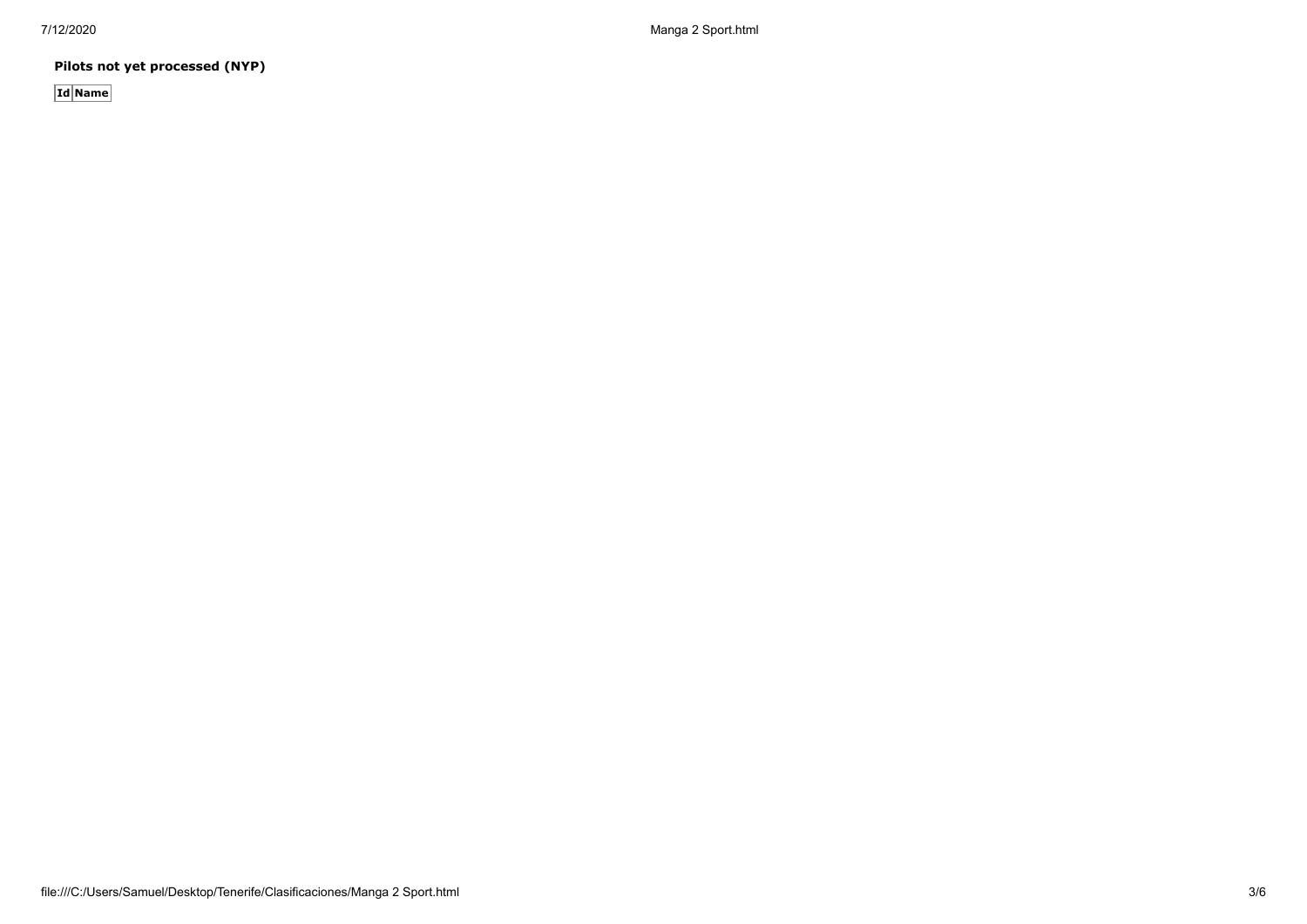**Pilots not yet processed (NYP)**

| Id | Name |
|---|---|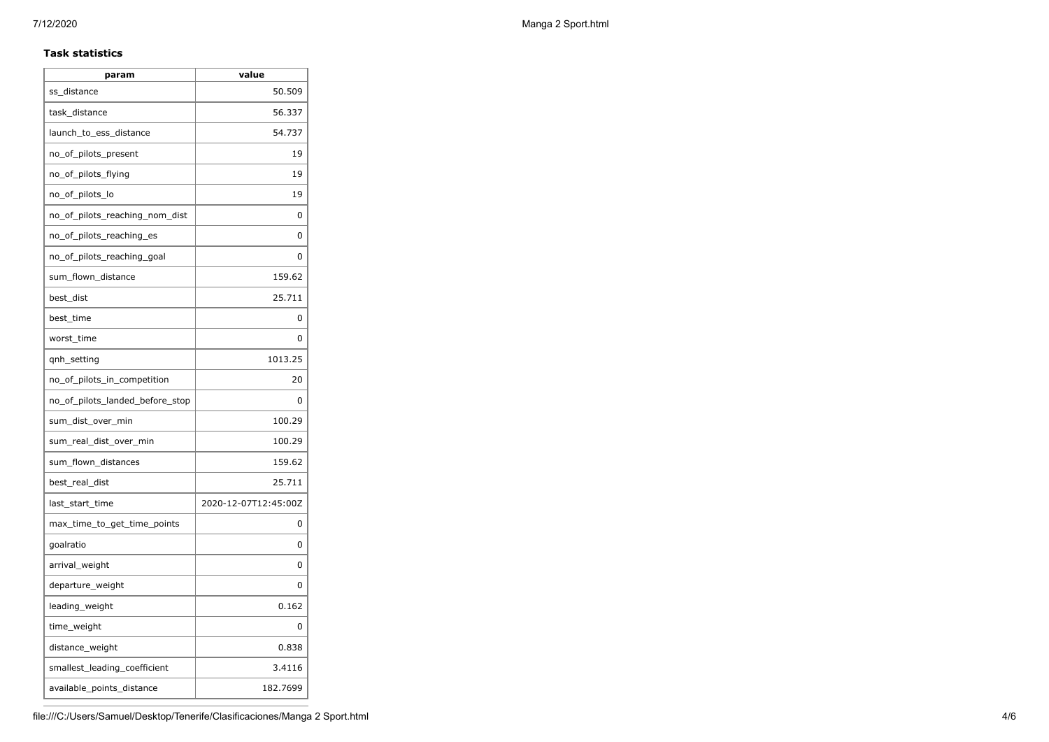### Task statistics

| param | value |
|---|---|
| ss_distance | 50.509 |
| task_distance | 56.337 |
| launch_to_ess_distance | 54.737 |
| no_of_pilots_present | 19 |
| no_of_pilots_flying | 19 |
| no_of_pilots_lo | 19 |
| no_of_pilots_reaching_nom_dist | 0 |
| no_of_pilots_reaching_es | 0 |
| no_of_pilots_reaching_goal | 0 |
| sum_flown_distance | 159.62 |
| best_dist | 25.711 |
| best_time | 0 |
| worst_time | 0 |
| qnh_setting | 1013.25 |
| no_of_pilots_in_competition | 20 |
| no_of_pilots_landed_before_stop | 0 |
| sum_dist_over_min | 100.29 |
| sum_real_dist_over_min | 100.29 |
| sum_flown_distances | 159.62 |
| best_real_dist | 25.711 |
| last_start_time | 2020-12-07T12:45:00Z |
| max_time_to_get_time_points | 0 |
| goalratio | 0 |
| arrival_weight | 0 |
| departure_weight | 0 |
| leading_weight | 0.162 |
| time_weight | 0 |
| distance_weight | 0.838 |
| smallest_leading_coefficient | 3.4116 |
| available_points_distance | 182.7699 |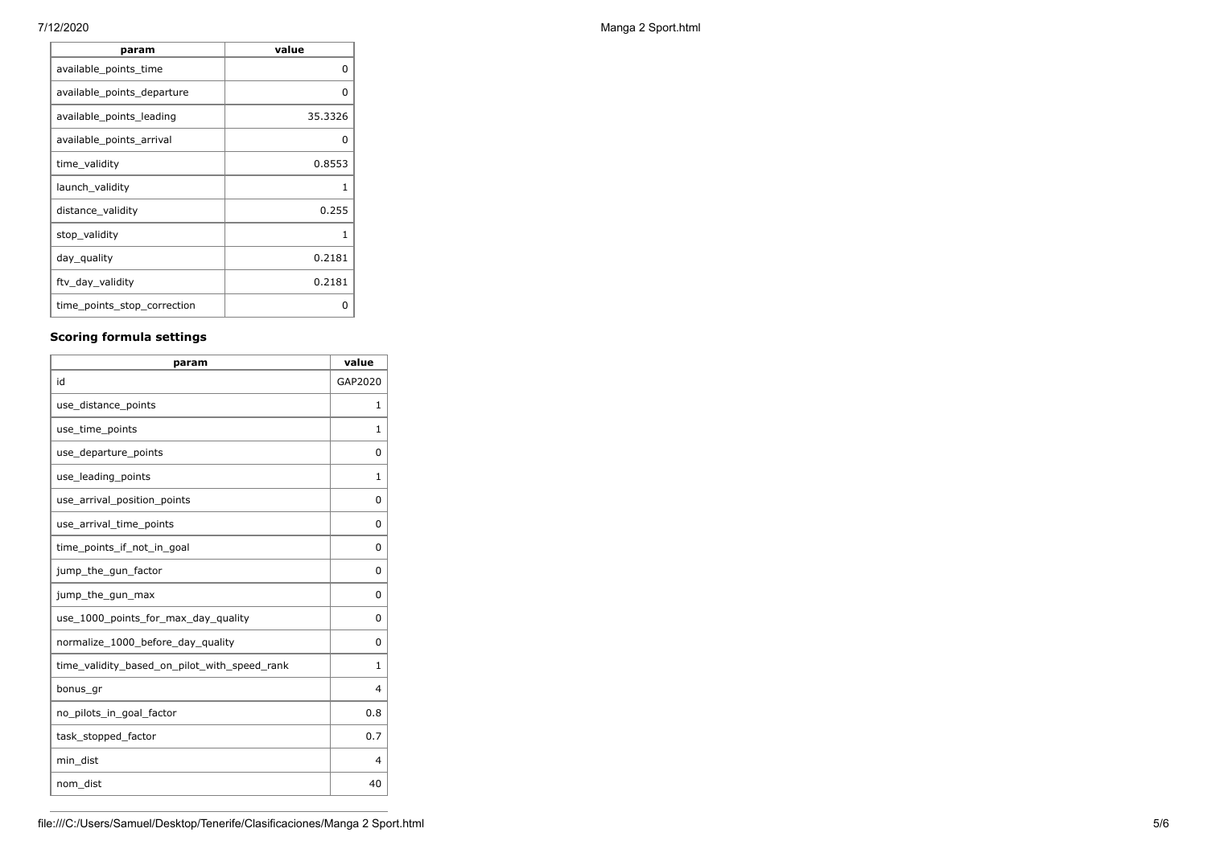| param | value |
| --- | --- |
| available_points_time | 0 |
| available_points_departure | 0 |
| available_points_leading | 35.3326 |
| available_points_arrival | 0 |
| time_validity | 0.8553 |
| launch_validity | 1 |
| distance_validity | 0.255 |
| stop_validity | 1 |
| day_quality | 0.2181 |
| ftv_day_validity | 0.2181 |
| time_points_stop_correction | 0 |

### Scoring formula settings

| param | value |
| --- | --- |
| id | GAP2020 |
| use_distance_points | 1 |
| use_time_points | 1 |
| use_departure_points | 0 |
| use_leading_points | 1 |
| use_arrival_position_points | 0 |
| use_arrival_time_points | 0 |
| time_points_if_not_in_goal | 0 |
| jump_the_gun_factor | 0 |
| jump_the_gun_max | 0 |
| use_1000_points_for_max_day_quality | 0 |
| normalize_1000_before_day_quality | 0 |
| time_validity_based_on_pilot_with_speed_rank | 1 |
| bonus_gr | 4 |
| no_pilots_in_goal_factor | 0.8 |
| task_stopped_factor | 0.7 |
| min_dist | 4 |
| nom_dist | 40 |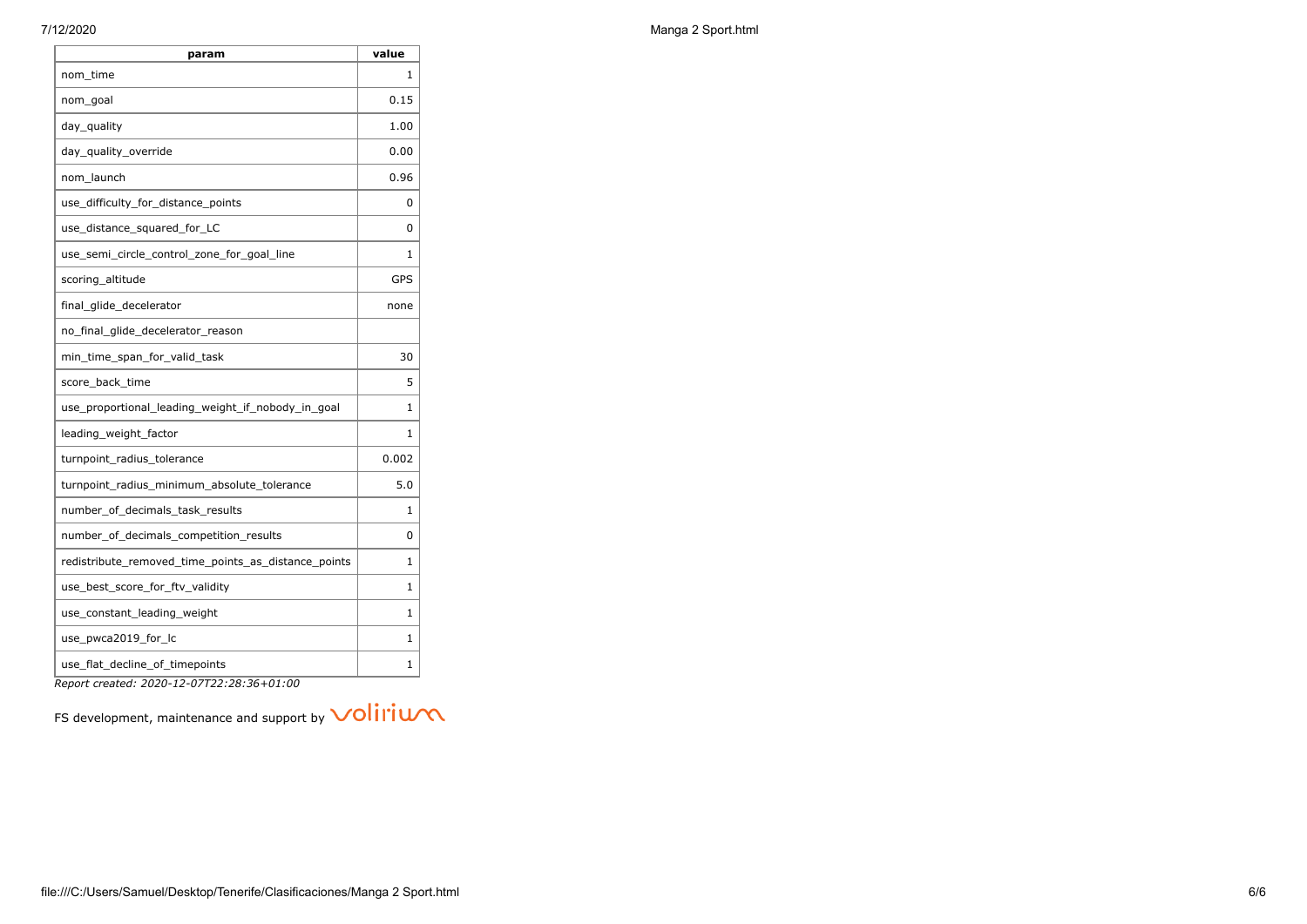| param | value |
| --- | --- |
| nom_time | 1 |
| nom_goal | 0.15 |
| day_quality | 1.00 |
| day_quality_override | 0.00 |
| nom_launch | 0.96 |
| use_difficulty_for_distance_points | 0 |
| use_distance_squared_for_LC | 0 |
| use_semi_circle_control_zone_for_goal_line | 1 |
| scoring_altitude | GPS |
| final_glide_decelerator | none |
| no_final_glide_decelerator_reason | |
| min_time_span_for_valid_task | 30 |
| score_back_time | 5 |
| use_proportional_leading_weight_if_nobody_in_goal | 1 |
| leading_weight_factor | 1 |
| turnpoint_radius_tolerance | 0.002 |
| turnpoint_radius_minimum_absolute_tolerance | 5.0 |
| number_of_decimals_task_results | 1 |
| number_of_decimals_competition_results | 0 |
| redistribute_removed_time_points_as_distance_points | 1 |
| use_best_score_for_ftv_validity | 1 |
| use_constant_leading_weight | 1 |
| use_pwca2019_for_lc | 1 |
| use_flat_decline_of_timepoints | 1 |

*Report created: 2020-12-07T22:28:36+01:00*

FS development, maintenance and support by volirium